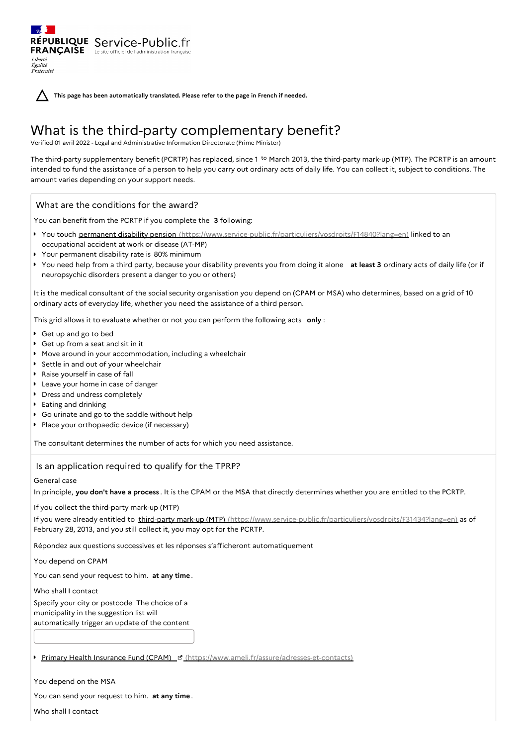RÉPUBLIQUE FRANÇAISE Service-Public.fr
Le site officiel de l'administration française
*Liberté Égalité Fraternité*

This page has been automatically translated. Please refer to the page in French if needed.

# What is the third-party complementary benefit?

Verified 01 avril 2022 - Legal and Administrative Information Directorate (Prime Minister)

The third-party supplementary benefit (PCRTP) has replaced, since 1 to March 2013, the third-party mark-up (MTP). The PCRTP is an amount intended to fund the assistance of a person to help you carry out ordinary acts of daily life. You can collect it, subject to conditions. The amount varies depending on your support needs.

## What are the conditions for the award?

You can benefit from the PCRTP if you complete the **3** following:

- You touch permanent disability pension (https://www.service-public.fr/particuliers/vosdroits/F14840?lang=en) linked to an occupational accident at work or disease (AT-MP)
- Your permanent disability rate is 80% minimum
- You need help from a third party, because your disability prevents you from doing it alone **at least 3** ordinary acts of daily life (or if neuropsychic disorders present a danger to you or others)

It is the medical consultant of the social security organisation you depend on (CPAM or MSA) who determines, based on a grid of 10 ordinary acts of everyday life, whether you need the assistance of a third person.

This grid allows it to evaluate whether or not you can perform the following acts **only** :

- Get up and go to bed
- Get up from a seat and sit in it
- Move around in your accommodation, including a wheelchair
- Settle in and out of your wheelchair
- Raise yourself in case of fall
- Leave your home in case of danger
- Dress and undress completely
- Eating and drinking
- Go urinate and go to the saddle without help
- Place your orthopaedic device (if necessary)

The consultant determines the number of acts for which you need assistance.

## Is an application required to qualify for the TPRP?

General case

In principle, **you don't have a process**. It is the CPAM or the MSA that directly determines whether you are entitled to the PCRTP.

If you collect the third-party mark-up (MTP)

If you were already entitled to third-party mark-up (MTP) (https://www.service-public.fr/particuliers/vosdroits/F31434?lang=en) as of February 28, 2013, and you still collect it, you may opt for the PCRTP.

Répondez aux questions successives et les réponses s'afficheront automatiquement

You depend on CPAM

You can send your request to him. **at any time**.

Who shall I contact

Specify your city or postcode The choice of a municipality in the suggestion list will automatically trigger an update of the content

- Primary Health Insurance Fund (CPAM) (https://www.ameli.fr/assure/adresses-et-contacts)

You depend on the MSA

You can send your request to him. **at any time**.

Who shall I contact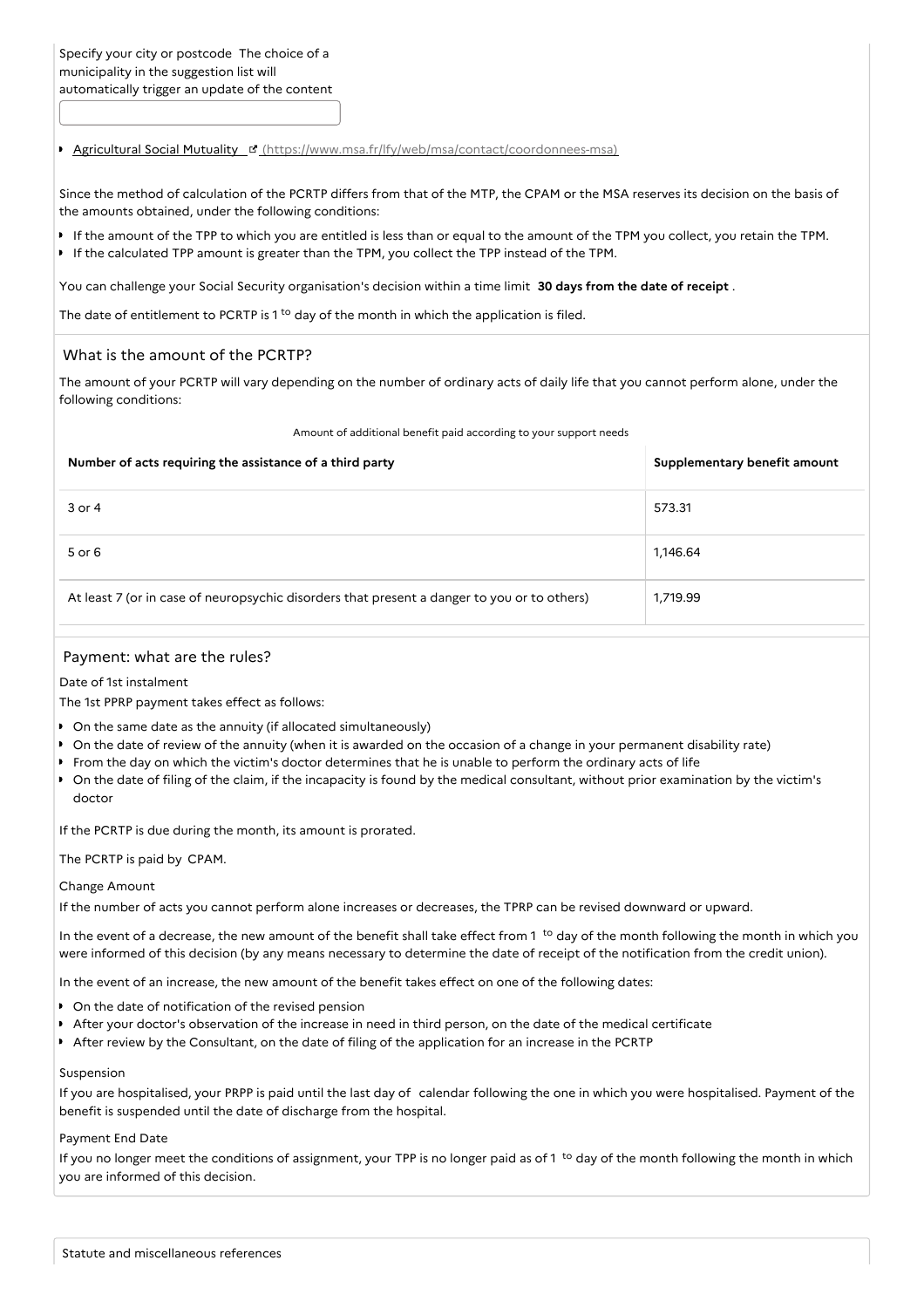Specify your city or postcode The choice of a municipality in the suggestion list will automatically trigger an update of the content

- [Agricultural Social Mutuality](https://www.msa.fr/lfy/web/msa/contact/coordonnees-msa) (https://www.msa.fr/lfy/web/msa/contact/coordonnees-msa)

Since the method of calculation of the PCRTP differs from that of the MTP, the CPAM or the MSA reserves its decision on the basis of the amounts obtained, under the following conditions:

- If the amount of the TPP to which you are entitled is less than or equal to the amount of the TPM you collect, you retain the TPM.
- If the calculated TPP amount is greater than the TPM, you collect the TPP instead of the TPM.

You can challenge your Social Security organisation's decision within a time limit **30 days from the date of receipt** .

The date of entitlement to PCRTP is 1 to day of the month in which the application is filed.

## What is the amount of the PCRTP?

The amount of your PCRTP will vary depending on the number of ordinary acts of daily life that you cannot perform alone, under the following conditions:

Amount of additional benefit paid according to your support needs

| Number of acts requiring the assistance of a third party | Supplementary benefit amount |
|---|---|
| 3 or 4 | 573.31 |
| 5 or 6 | 1,146.64 |
| At least 7 (or in case of neuropsychic disorders that present a danger to you or to others) | 1,719.99 |

## Payment: what are the rules?

Date of 1st instalment

The 1st PPRP payment takes effect as follows:

- On the same date as the annuity (if allocated simultaneously)
- On the date of review of the annuity (when it is awarded on the occasion of a change in your permanent disability rate)
- From the day on which the victim's doctor determines that he is unable to perform the ordinary acts of life
- On the date of filing of the claim, if the incapacity is found by the medical consultant, without prior examination by the victim's doctor

If the PCRTP is due during the month, its amount is prorated.

The PCRTP is paid by CPAM.

Change Amount

If the number of acts you cannot perform alone increases or decreases, the TPRP can be revised downward or upward.

In the event of a decrease, the new amount of the benefit shall take effect from 1 to day of the month following the month in which you were informed of this decision (by any means necessary to determine the date of receipt of the notification from the credit union).

In the event of an increase, the new amount of the benefit takes effect on one of the following dates:

- On the date of notification of the revised pension
- After your doctor's observation of the increase in need in third person, on the date of the medical certificate
- After review by the Consultant, on the date of filing of the application for an increase in the PCRTP

Suspension

If you are hospitalised, your PRPP is paid until the last day of calendar following the one in which you were hospitalised. Payment of the benefit is suspended until the date of discharge from the hospital.

Payment End Date

If you no longer meet the conditions of assignment, your TPP is no longer paid as of 1 to day of the month following the month in which you are informed of this decision.

Statute and miscellaneous references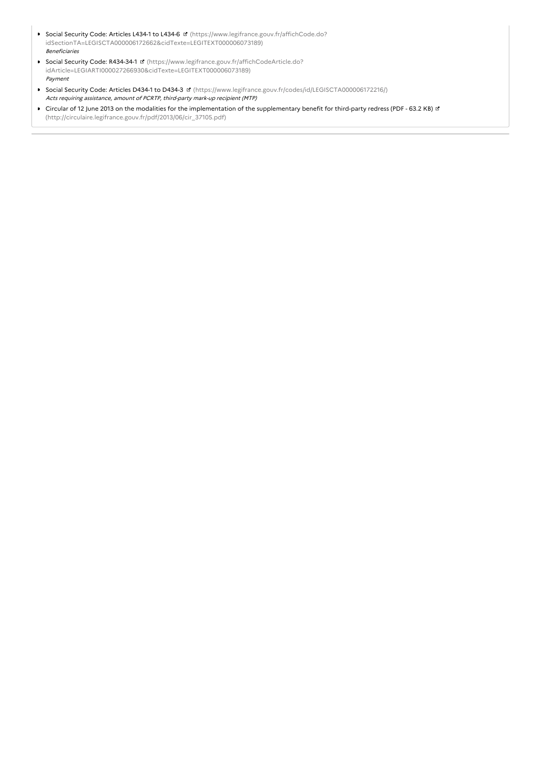- Social Security Code: Articles L434-1 to L434-6 (https://www.legifrance.gouv.fr/affichCode.do?idSectionTA=LEGISCTA000006172662&cidTexte=LEGITEXT000006073189)
  *Beneficiaries*
- Social Security Code: R434-34-1 (https://www.legifrance.gouv.fr/affichCodeArticle.do?idArticle=LEGIARTI000027266930&cidTexte=LEGITEXT000006073189)
  *Payment*
- Social Security Code: Articles D434-1 to D434-3 (https://www.legifrance.gouv.fr/codes/id/LEGISCTA000006172216/)
  *Acts requiring assistance, amount of PCRTP, third-party mark-up recipient (MTP)*
- Circular of 12 June 2013 on the modalities for the implementation of the supplementary benefit for third-party redress (PDF - 63.2 KB) (http://circulaire.legifrance.gouv.fr/pdf/2013/06/cir_37105.pdf)